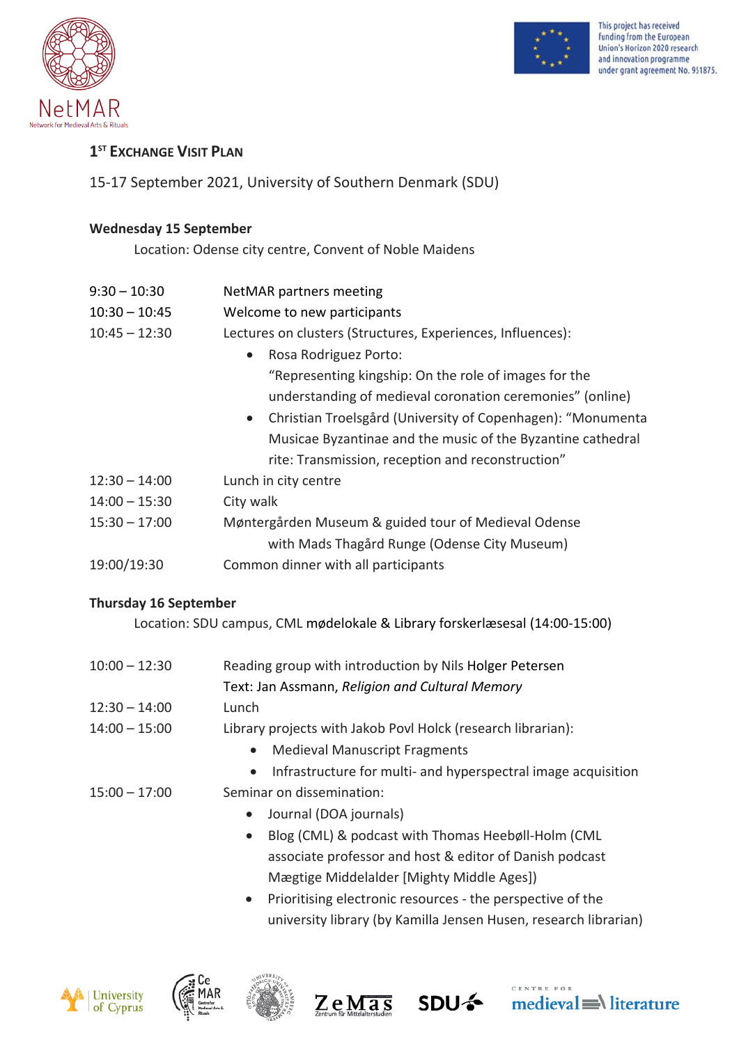NetMAR
Network for Medieval Arts & Rituals

This project has received funding from the European Union's Horizon 2020 research and innovation programme under grant agreement No. 951875.

# 1ST EXCHANGE VISIT PLAN

15-17 September 2021, University of Southern Denmark (SDU)

## Wednesday 15 September

Location: Odense city centre, Convent of Noble Maidens

9:30 – 10:30 NetMAR partners meeting

10:30 – 10:45 Welcome to new participants

10:45 – 12:30 Lectures on clusters (Structures, Experiences, Influences):

- Rosa Rodriguez Porto: "Representing kingship: On the role of images for the understanding of medieval coronation ceremonies" (online)
- Christian Troelsgård (University of Copenhagen): "Monumenta Musicae Byzantinae and the music of the Byzantine cathedral rite: Transmission, reception and reconstruction"

12:30 – 14:00 Lunch in city centre

14:00 – 15:30 City walk

15:30 – 17:00 Møntergården Museum & guided tour of Medieval Odense with Mads Thagård Runge (Odense City Museum)

19:00/19:30 Common dinner with all participants

## Thursday 16 September

Location: SDU campus, CML mødelokale & Library forskerlæsesal (14:00-15:00)

10:00 – 12:30 Reading group with introduction by Nils Holger Petersen
Text: Jan Assmann, *Religion and Cultural Memory*

12:30 – 14:00 Lunch

14:00 – 15:00 Library projects with Jakob Povl Holck (research librarian):

- Medieval Manuscript Fragments
- Infrastructure for multi- and hyperspectral image acquisition

15:00 – 17:00 Seminar on dissemination:

- Journal (DOA journals)
- Blog (CML) & podcast with Thomas Heebøll-Holm (CML associate professor and host & editor of Danish podcast Mægtige Middelalder [Mighty Middle Ages])
- Prioritising electronic resources - the perspective of the university library (by Kamilla Jensen Husen, research librarian)

University of Cyprus | CeMAR Centre for Medieval Arts & Rituals | ZeMaS Zentrum für Mittelalterstudien | SDU | Centre for medieval literature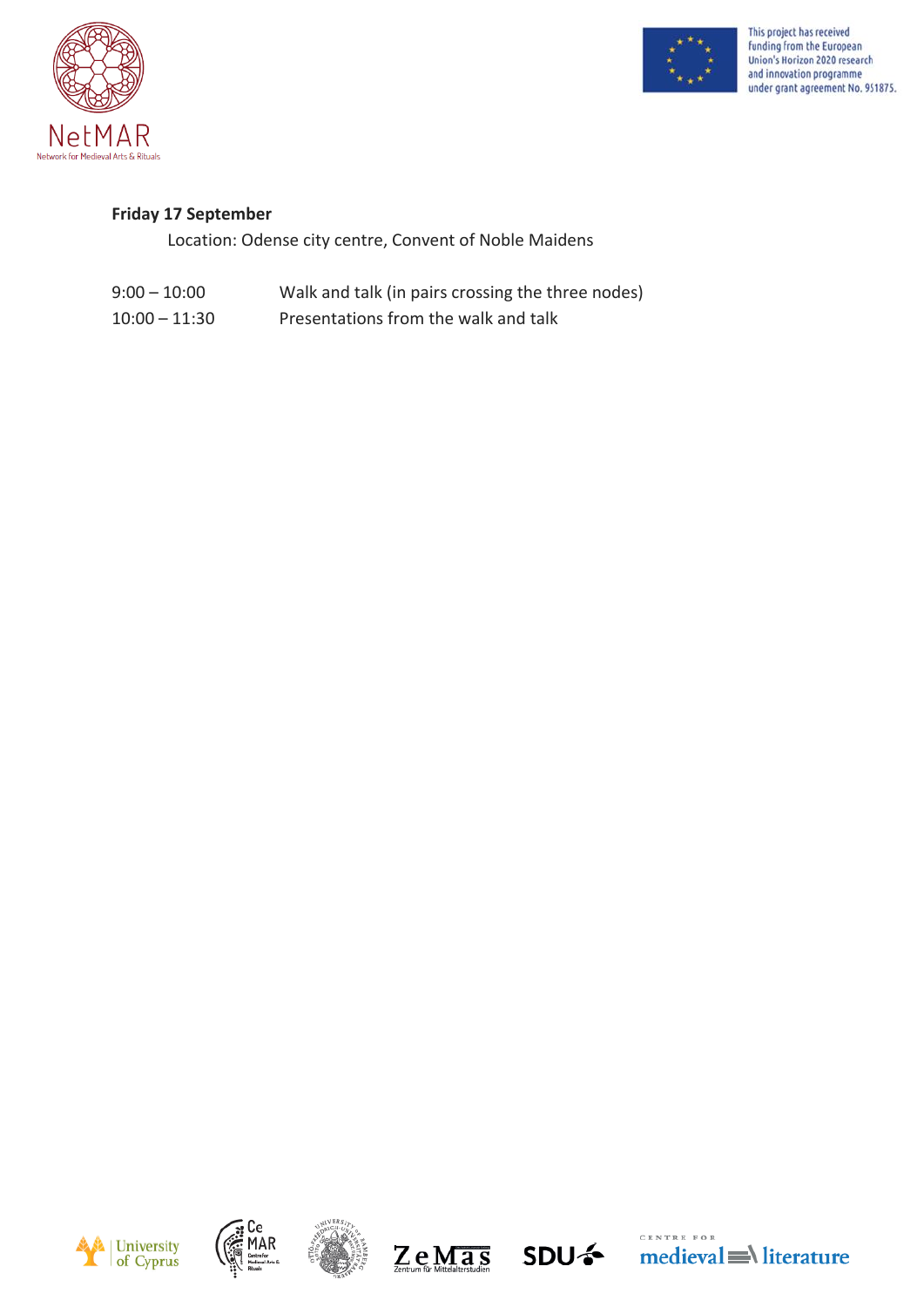**Friday 17 September**

Location: Odense city centre, Convent of Noble Maidens

| | |
|---|---|
| 9:00 – 10:00 | Walk and talk (in pairs crossing the three nodes) |
| 10:00 – 11:30 | Presentations from the walk and talk |